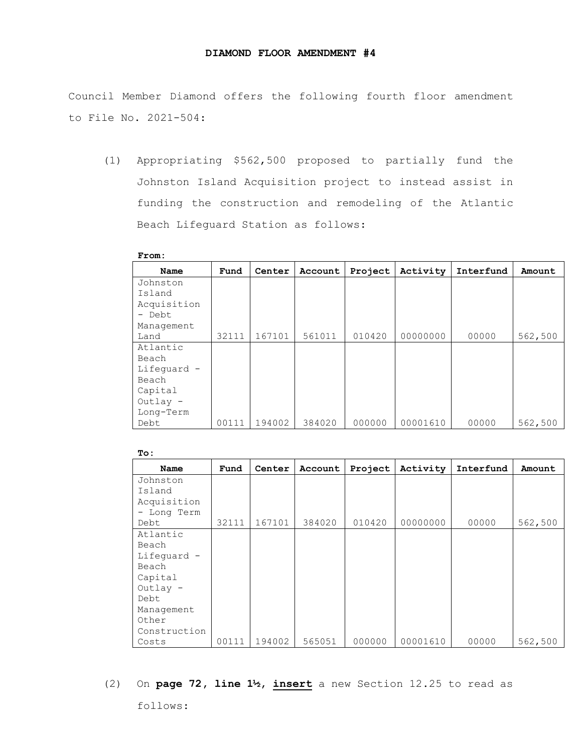# DIAMOND FLOOR AMENDMENT #4

Council Member Diamond offers the following fourth floor amendment to File No. 2021-504:

(1) Appropriating $562,500 proposed to partially fund the Johnston Island Acquisition project to instead assist in funding the construction and remodeling of the Atlantic Beach Lifeguard Station as follows:

**From:**

| Name | Fund | Center | Account | Project | Activity | Interfund | Amount |
|---|---|---|---|---|---|---|---|
| Johnston Island Acquisition - Debt Management Land | 32111 | 167101 | 561011 | 010420 | 00000000 | 00000 | 562,500 |
| Atlantic Beach Lifeguard - Beach Capital Outlay - Long-Term Debt | 00111 | 194002 | 384020 | 000000 | 00001610 | 00000 | 562,500 |

**To:**

| Name | Fund | Center | Account | Project | Activity | Interfund | Amount |
|---|---|---|---|---|---|---|---|
| Johnston Island Acquisition - Long Term Debt | 32111 | 167101 | 384020 | 010420 | 00000000 | 00000 | 562,500 |
| Atlantic Beach Lifeguard - Beach Capital Outlay - Debt Management Other Construction Costs | 00111 | 194002 | 565051 | 000000 | 00001610 | 00000 | 562,500 |

(2) On **page 72, line 1½**, **insert** a new Section 12.25 to read as follows: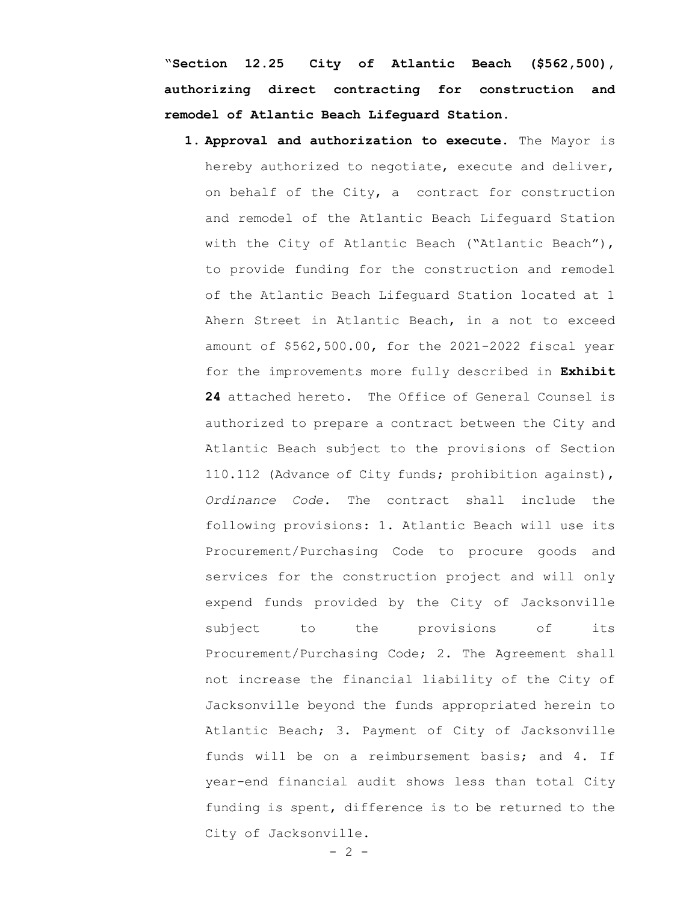**"Section 12.25 City of Atlantic Beach ($562,500), authorizing direct contracting for construction and remodel of Atlantic Beach Lifeguard Station.**

1. **Approval and authorization to execute.** The Mayor is hereby authorized to negotiate, execute and deliver, on behalf of the City, a contract for construction and remodel of the Atlantic Beach Lifeguard Station with the City of Atlantic Beach ("Atlantic Beach"), to provide funding for the construction and remodel of the Atlantic Beach Lifeguard Station located at 1 Ahern Street in Atlantic Beach, in a not to exceed amount of $562,500.00, for the 2021-2022 fiscal year for the improvements more fully described in **Exhibit 24** attached hereto. The Office of General Counsel is authorized to prepare a contract between the City and Atlantic Beach subject to the provisions of Section 110.112 (Advance of City funds; prohibition against), *Ordinance Code*. The contract shall include the following provisions: 1. Atlantic Beach will use its Procurement/Purchasing Code to procure goods and services for the construction project and will only expend funds provided by the City of Jacksonville subject to the provisions of its Procurement/Purchasing Code; 2. The Agreement shall not increase the financial liability of the City of Jacksonville beyond the funds appropriated herein to Atlantic Beach; 3. Payment of City of Jacksonville funds will be on a reimbursement basis; and 4. If year-end financial audit shows less than total City funding is spent, difference is to be returned to the City of Jacksonville.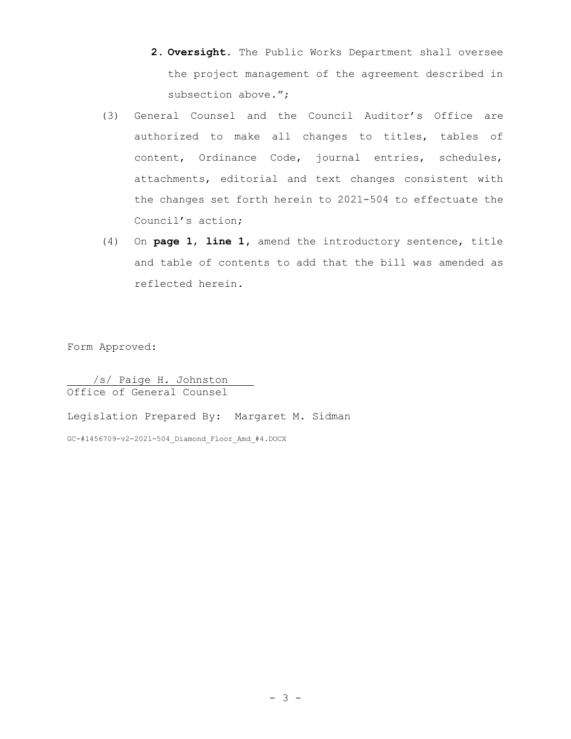2. **Oversight.** The Public Works Department shall oversee the project management of the agreement described in subsection above.";

(3) General Counsel and the Council Auditor's Office are authorized to make all changes to titles, tables of content, Ordinance Code, journal entries, schedules, attachments, editorial and text changes consistent with the changes set forth herein to 2021-504 to effectuate the Council's action;

(4) On **page 1**, **line 1**, amend the introductory sentence, title and table of contents to add that the bill was amended as reflected herein.

Form Approved:

/s/ Paige H. Johnston
Office of General Counsel

Legislation Prepared By: Margaret M. Sidman

GC-#1456709-v2-2021-504_Diamond_Floor_Amd_#4.DOCX